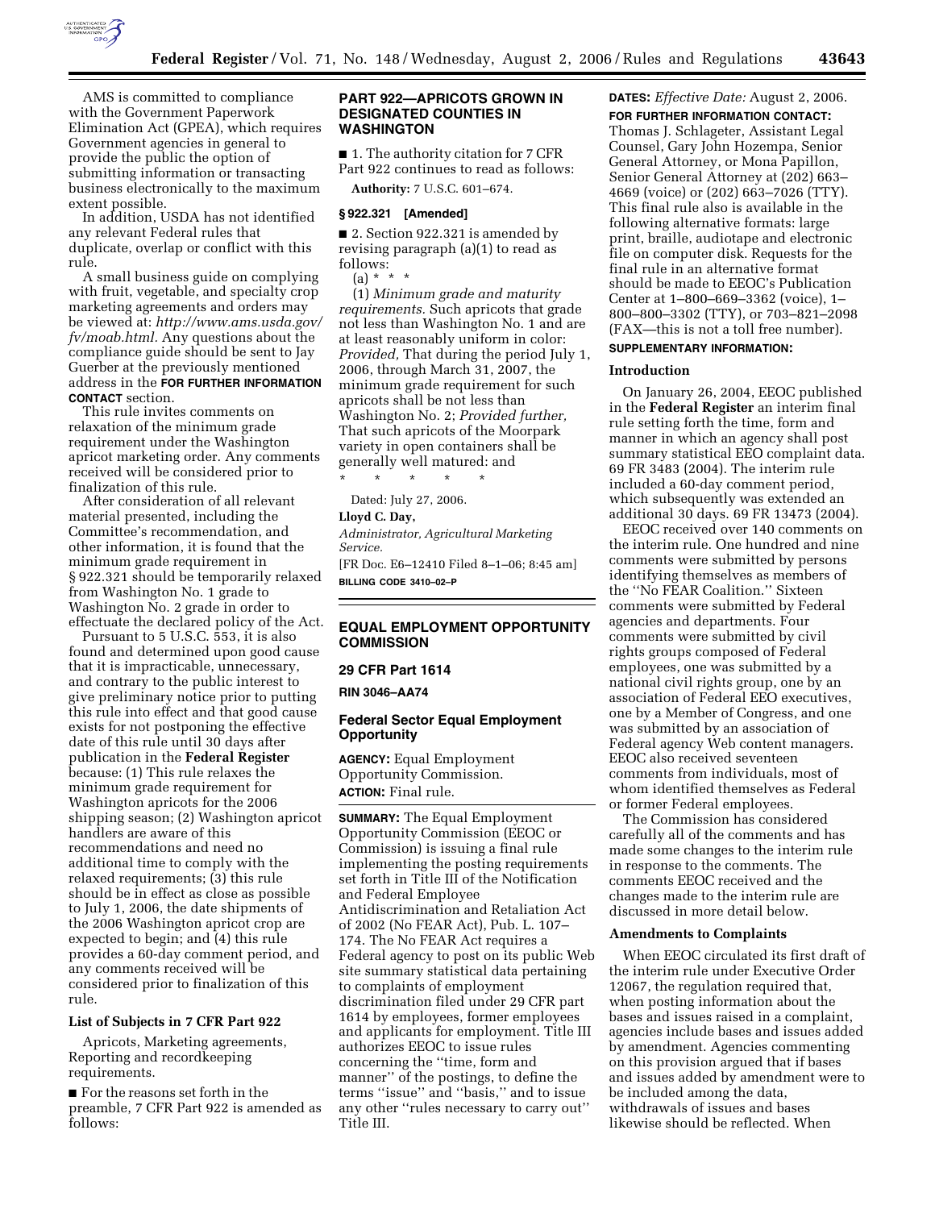AMS is committed to compliance with the Government Paperwork Elimination Act (GPEA), which requires Government agencies in general to provide the public the option of submitting information or transacting business electronically to the maximum extent possible.

In addition, USDA has not identified any relevant Federal rules that duplicate, overlap or conflict with this rule.

A small business guide on complying with fruit, vegetable, and specialty crop marketing agreements and orders may be viewed at: *http://www.ams.usda.gov/fv/moab.html*. Any questions about the compliance guide should be sent to Jay Guerber at the previously mentioned address in the **FOR FURTHER INFORMATION CONTACT** section.

This rule invites comments on relaxation of the minimum grade requirement under the Washington apricot marketing order. Any comments received will be considered prior to finalization of this rule.

After consideration of all relevant material presented, including the Committee's recommendation, and other information, it is found that the minimum grade requirement in § 922.321 should be temporarily relaxed from Washington No. 1 grade to Washington No. 2 grade in order to effectuate the declared policy of the Act.

Pursuant to 5 U.S.C. 553, it is also found and determined upon good cause that it is impracticable, unnecessary, and contrary to the public interest to give preliminary notice prior to putting this rule into effect and that good cause exists for not postponing the effective date of this rule until 30 days after publication in the **Federal Register** because: (1) This rule relaxes the minimum grade requirement for Washington apricots for the 2006 shipping season; (2) Washington apricot handlers are aware of this recommendations and need no additional time to comply with the relaxed requirements; (3) this rule should be in effect as close as possible to July 1, 2006, the date shipments of the 2006 Washington apricot crop are expected to begin; and (4) this rule provides a 60-day comment period, and any comments received will be considered prior to finalization of this rule.

### List of Subjects in 7 CFR Part 922

Apricots, Marketing agreements, Reporting and recordkeeping requirements.

■ For the reasons set forth in the preamble, 7 CFR Part 922 is amended as follows:

## PART 922—APRICOTS GROWN IN DESIGNATED COUNTIES IN WASHINGTON

■ 1. The authority citation for 7 CFR Part 922 continues to read as follows:

**Authority:** 7 U.S.C. 601–674.

### § 922.321 [Amended]

■ 2. Section 922.321 is amended by revising paragraph (a)(1) to read as follows:

(a) * * *

(1) *Minimum grade and maturity requirements.* Such apricots that grade not less than Washington No. 1 and are at least reasonably uniform in color: *Provided,* That during the period July 1, 2006, through March 31, 2007, the minimum grade requirement for such apricots shall be not less than Washington No. 2; *Provided further,* That such apricots of the Moorpark variety in open containers shall be generally well matured: and

\* \* \* \* \*

Dated: July 27, 2006.

**Lloyd C. Day,**

*Administrator, Agricultural Marketing Service.*

[FR Doc. E6–12410 Filed 8–1–06; 8:45 am]

**BILLING CODE 3410–02–P**

## EQUAL EMPLOYMENT OPPORTUNITY COMMISSION

### 29 CFR Part 1614

**RIN 3046–AA74**

## Federal Sector Equal Employment Opportunity

**AGENCY:** Equal Employment Opportunity Commission.

**ACTION:** Final rule.

**SUMMARY:** The Equal Employment Opportunity Commission (EEOC or Commission) is issuing a final rule implementing the posting requirements set forth in Title III of the Notification and Federal Employee Antidiscrimination and Retaliation Act of 2002 (No FEAR Act), Pub. L. 107–174. The No FEAR Act requires a Federal agency to post on its public Web site summary statistical data pertaining to complaints of employment discrimination filed under 29 CFR part 1614 by employees, former employees and applicants for employment. Title III authorizes EEOC to issue rules concerning the "time, form and manner" of the postings, to define the terms "issue" and "basis," and to issue any other "rules necessary to carry out" Title III.

**DATES:** *Effective Date:* August 2, 2006.

**FOR FURTHER INFORMATION CONTACT:** Thomas J. Schlageter, Assistant Legal Counsel, Gary John Hozempa, Senior General Attorney, or Mona Papillon, Senior General Attorney at (202) 663–4669 (voice) or (202) 663–7026 (TTY). This final rule also is available in the following alternative formats: large print, braille, audiotape and electronic file on computer disk. Requests for the final rule in an alternative format should be made to EEOC's Publication Center at 1–800–669–3362 (voice), 1–800–800–3302 (TTY), or 703–821–2098 (FAX—this is not a toll free number).

**SUPPLEMENTARY INFORMATION:**

### Introduction

On January 26, 2004, EEOC published in the **Federal Register** an interim final rule setting forth the time, form and manner in which an agency shall post summary statistical EEO complaint data. 69 FR 3483 (2004). The interim rule included a 60-day comment period, which subsequently was extended an additional 30 days. 69 FR 13473 (2004).

EEOC received over 140 comments on the interim rule. One hundred and nine comments were submitted by persons identifying themselves as members of the "No FEAR Coalition." Sixteen comments were submitted by Federal agencies and departments. Four comments were submitted by civil rights groups composed of Federal employees, one was submitted by a national civil rights group, one by an association of Federal EEO executives, one by a Member of Congress, and one was submitted by an association of Federal agency Web content managers. EEOC also received seventeen comments from individuals, most of whom identified themselves as Federal or former Federal employees.

The Commission has considered carefully all of the comments and has made some changes to the interim rule in response to the comments. The comments EEOC received and the changes made to the interim rule are discussed in more detail below.

### Amendments to Complaints

When EEOC circulated its first draft of the interim rule under Executive Order 12067, the regulation required that, when posting information about the bases and issues raised in a complaint, agencies include bases and issues added by amendment. Agencies commenting on this provision argued that if bases and issues added by amendment were to be included among the data, withdrawals of issues and bases likewise should be reflected. When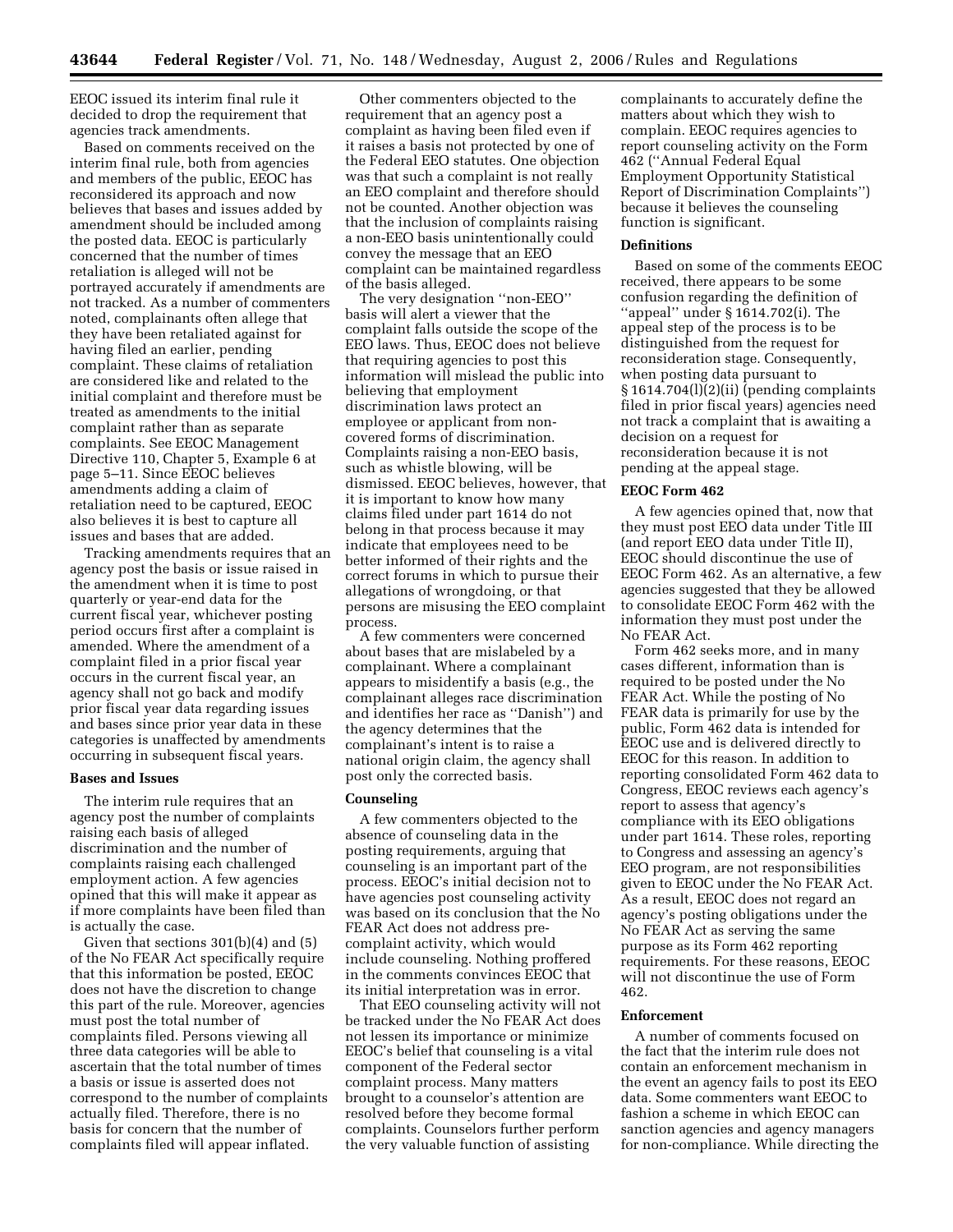EEOC issued its interim final rule it decided to drop the requirement that agencies track amendments.

Based on comments received on the interim final rule, both from agencies and members of the public, EEOC has reconsidered its approach and now believes that bases and issues added by amendment should be included among the posted data. EEOC is particularly concerned that the number of times retaliation is alleged will not be portrayed accurately if amendments are not tracked. As a number of commenters noted, complainants often allege that they have been retaliated against for having filed an earlier, pending complaint. These claims of retaliation are considered like and related to the initial complaint and therefore must be treated as amendments to the initial complaint rather than as separate complaints. See EEOC Management Directive 110, Chapter 5, Example 6 at page 5–11. Since EEOC believes amendments adding a claim of retaliation need to be captured, EEOC also believes it is best to capture all issues and bases that are added.

Tracking amendments requires that an agency post the basis or issue raised in the amendment when it is time to post quarterly or year-end data for the current fiscal year, whichever posting period occurs first after a complaint is amended. Where the amendment of a complaint filed in a prior fiscal year occurs in the current fiscal year, an agency shall not go back and modify prior fiscal year data regarding issues and bases since prior year data in these categories is unaffected by amendments occurring in subsequent fiscal years.

### Bases and Issues

The interim rule requires that an agency post the number of complaints raising each basis of alleged discrimination and the number of complaints raising each challenged employment action. A few agencies opined that this will make it appear as if more complaints have been filed than is actually the case.

Given that sections 301(b)(4) and (5) of the No FEAR Act specifically require that this information be posted, EEOC does not have the discretion to change this part of the rule. Moreover, agencies must post the total number of complaints filed. Persons viewing all three data categories will be able to ascertain that the total number of times a basis or issue is asserted does not correspond to the number of complaints actually filed. Therefore, there is no basis for concern that the number of complaints filed will appear inflated.

Other commenters objected to the requirement that an agency post a complaint as having been filed even if it raises a basis not protected by one of the Federal EEO statutes. One objection was that such a complaint is not really an EEO complaint and therefore should not be counted. Another objection was that the inclusion of complaints raising a non-EEO basis unintentionally could convey the message that an EEO complaint can be maintained regardless of the basis alleged.

The very designation ''non-EEO'' basis will alert a viewer that the complaint falls outside the scope of the EEO laws. Thus, EEOC does not believe that requiring agencies to post this information will mislead the public into believing that employment discrimination laws protect an employee or applicant from non-covered forms of discrimination. Complaints raising a non-EEO basis, such as whistle blowing, will be dismissed. EEOC believes, however, that it is important to know how many claims filed under part 1614 do not belong in that process because it may indicate that employees need to be better informed of their rights and the correct forums in which to pursue their allegations of wrongdoing, or that persons are misusing the EEO complaint process.

A few commenters were concerned about bases that are mislabeled by a complainant. Where a complainant appears to misidentify a basis (e.g., the complainant alleges race discrimination and identifies her race as ''Danish'') and the agency determines that the complainant's intent is to raise a national origin claim, the agency shall post only the corrected basis.

### Counseling

A few commenters objected to the absence of counseling data in the posting requirements, arguing that counseling is an important part of the process. EEOC's initial decision not to have agencies post counseling activity was based on its conclusion that the No FEAR Act does not address pre-complaint activity, which would include counseling. Nothing proffered in the comments convinces EEOC that its initial interpretation was in error.

That EEO counseling activity will not be tracked under the No FEAR Act does not lessen its importance or minimize EEOC's belief that counseling is a vital component of the Federal sector complaint process. Many matters brought to a counselor's attention are resolved before they become formal complaints. Counselors further perform the very valuable function of assisting complainants to accurately define the matters about which they wish to complain. EEOC requires agencies to report counseling activity on the Form 462 (''Annual Federal Equal Employment Opportunity Statistical Report of Discrimination Complaints'') because it believes the counseling function is significant.

### Definitions

Based on some of the comments EEOC received, there appears to be some confusion regarding the definition of ''appeal'' under § 1614.702(i). The appeal step of the process is to be distinguished from the request for reconsideration stage. Consequently, when posting data pursuant to § 1614.704(l)(2)(ii) (pending complaints filed in prior fiscal years) agencies need not track a complaint that is awaiting a decision on a request for reconsideration because it is not pending at the appeal stage.

### EEOC Form 462

A few agencies opined that, now that they must post EEO data under Title III (and report EEO data under Title II), EEOC should discontinue the use of EEOC Form 462. As an alternative, a few agencies suggested that they be allowed to consolidate EEOC Form 462 with the information they must post under the No FEAR Act.

Form 462 seeks more, and in many cases different, information than is required to be posted under the No FEAR Act. While the posting of No FEAR data is primarily for use by the public, Form 462 data is intended for EEOC use and is delivered directly to EEOC for this reason. In addition to reporting consolidated Form 462 data to Congress, EEOC reviews each agency's report to assess that agency's compliance with its EEO obligations under part 1614. These roles, reporting to Congress and assessing an agency's EEO program, are not responsibilities given to EEOC under the No FEAR Act. As a result, EEOC does not regard an agency's posting obligations under the No FEAR Act as serving the same purpose as its Form 462 reporting requirements. For these reasons, EEOC will not discontinue the use of Form 462.

### Enforcement

A number of comments focused on the fact that the interim rule does not contain an enforcement mechanism in the event an agency fails to post its EEO data. Some commenters want EEOC to fashion a scheme in which EEOC can sanction agencies and agency managers for non-compliance. While directing the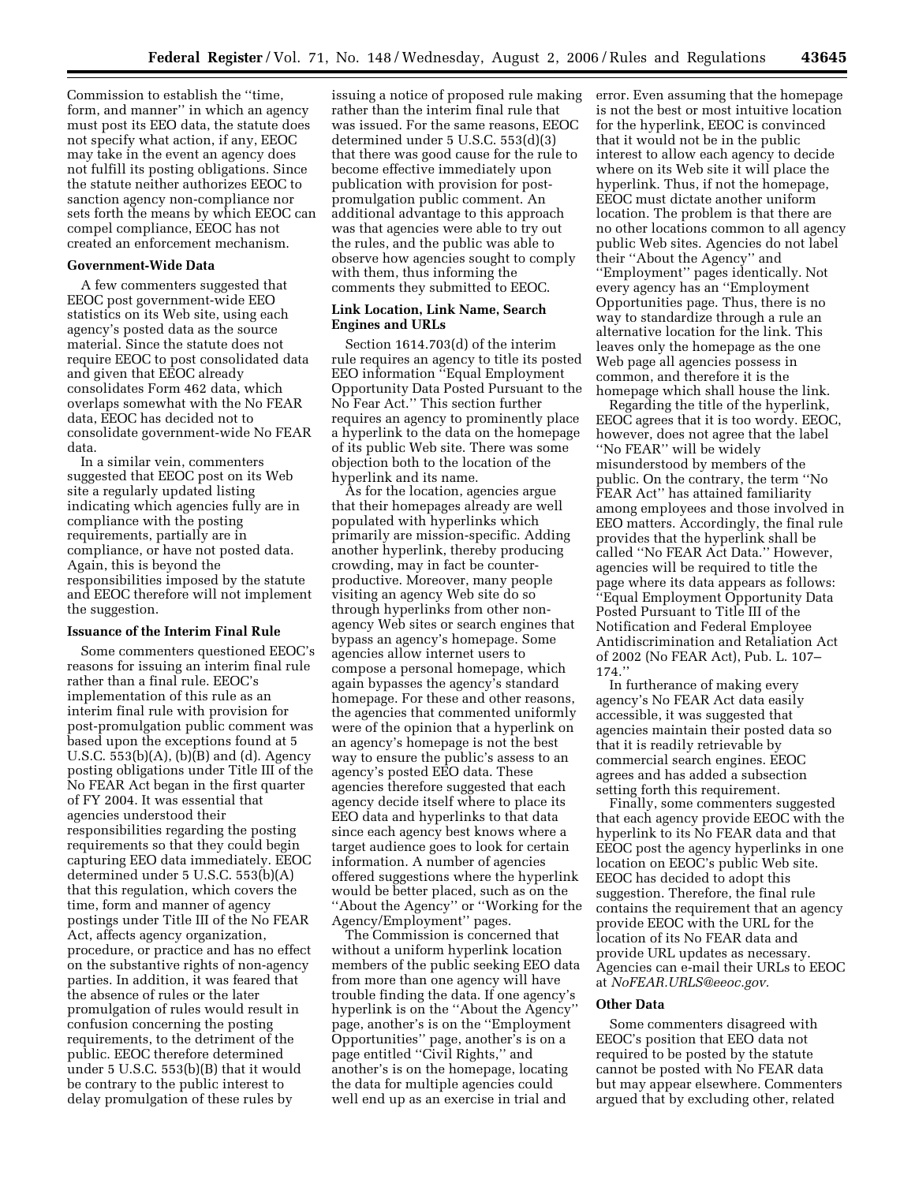Commission to establish the ''time, form, and manner'' in which an agency must post its EEO data, the statute does not specify what action, if any, EEOC may take in the event an agency does not fulfill its posting obligations. Since the statute neither authorizes EEOC to sanction agency non-compliance nor sets forth the means by which EEOC can compel compliance, EEOC has not created an enforcement mechanism.

**Government-Wide Data**

A few commenters suggested that EEOC post government-wide EEO statistics on its Web site, using each agency's posted data as the source material. Since the statute does not require EEOC to post consolidated data and given that EEOC already consolidates Form 462 data, which overlaps somewhat with the No FEAR data, EEOC has decided not to consolidate government-wide No FEAR data.

In a similar vein, commenters suggested that EEOC post on its Web site a regularly updated listing indicating which agencies fully are in compliance with the posting requirements, partially are in compliance, or have not posted data. Again, this is beyond the responsibilities imposed by the statute and EEOC therefore will not implement the suggestion.

**Issuance of the Interim Final Rule**

Some commenters questioned EEOC's reasons for issuing an interim final rule rather than a final rule. EEOC's implementation of this rule as an interim final rule with provision for post-promulgation public comment was based upon the exceptions found at 5 U.S.C. 553(b)(A), (b)(B) and (d). Agency posting obligations under Title III of the No FEAR Act began in the first quarter of FY 2004. It was essential that agencies understood their responsibilities regarding the posting requirements so that they could begin capturing EEO data immediately. EEOC determined under 5 U.S.C. 553(b)(A) that this regulation, which covers the time, form and manner of agency postings under Title III of the No FEAR Act, affects agency organization, procedure, or practice and has no effect on the substantive rights of non-agency parties. In addition, it was feared that the absence of rules or the later promulgation of rules would result in confusion concerning the posting requirements, to the detriment of the public. EEOC therefore determined under 5 U.S.C. 553(b)(B) that it would be contrary to the public interest to delay promulgation of these rules by issuing a notice of proposed rule making rather than the interim final rule that was issued. For the same reasons, EEOC determined under 5 U.S.C. 553(d)(3) that there was good cause for the rule to become effective immediately upon publication with provision for post-promulgation public comment. An additional advantage to this approach was that agencies were able to try out the rules, and the public was able to observe how agencies sought to comply with them, thus informing the comments they submitted to EEOC.

**Link Location, Link Name, Search Engines and URLs**

Section 1614.703(d) of the interim rule requires an agency to title its posted EEO information ''Equal Employment Opportunity Data Posted Pursuant to the No Fear Act.'' This section further requires an agency to prominently place a hyperlink to the data on the homepage of its public Web site. There was some objection both to the location of the hyperlink and its name.

As for the location, agencies argue that their homepages already are well populated with hyperlinks which primarily are mission-specific. Adding another hyperlink, thereby producing crowding, may in fact be counter-productive. Moreover, many people visiting an agency Web site do so through hyperlinks from other non-agency Web sites or search engines that bypass an agency's homepage. Some agencies allow internet users to compose a personal homepage, which again bypasses the agency's standard homepage. For these and other reasons, the agencies that commented uniformly were of the opinion that a hyperlink on an agency's homepage is not the best way to ensure the public's assess to an agency's posted EEO data. These agencies therefore suggested that each agency decide itself where to place its EEO data and hyperlinks to that data since each agency best knows where a target audience goes to look for certain information. A number of agencies offered suggestions where the hyperlink would be better placed, such as on the ''About the Agency'' or ''Working for the Agency/Employment'' pages.

The Commission is concerned that without a uniform hyperlink location members of the public seeking EEO data from more than one agency will have trouble finding the data. If one agency's hyperlink is on the ''About the Agency'' page, another's is on the ''Employment Opportunities'' page, another's is on a page entitled ''Civil Rights,'' and another's is on the homepage, locating the data for multiple agencies could well end up as an exercise in trial and error. Even assuming that the homepage is not the best or most intuitive location for the hyperlink, EEOC is convinced that it would not be in the public interest to allow each agency to decide where on its Web site it will place the hyperlink. Thus, if not the homepage, EEOC must dictate another uniform location. The problem is that there are no other locations common to all agency public Web sites. Agencies do not label their ''About the Agency'' and ''Employment'' pages identically. Not every agency has an ''Employment Opportunities page. Thus, there is no way to standardize through a rule an alternative location for the link. This leaves only the homepage as the one Web page all agencies possess in common, and therefore it is the homepage which shall house the link.

Regarding the title of the hyperlink, EEOC agrees that it is too wordy. EEOC, however, does not agree that the label ''No FEAR'' will be widely misunderstood by members of the public. On the contrary, the term ''No FEAR Act'' has attained familiarity among employees and those involved in EEO matters. Accordingly, the final rule provides that the hyperlink shall be called ''No FEAR Act Data.'' However, agencies will be required to title the page where its data appears as follows: ''Equal Employment Opportunity Data Posted Pursuant to Title III of the Notification and Federal Employee Antidiscrimination and Retaliation Act of 2002 (No FEAR Act), Pub. L. 107–174.''

In furtherance of making every agency's No FEAR Act data easily accessible, it was suggested that agencies maintain their posted data so that it is readily retrievable by commercial search engines. EEOC agrees and has added a subsection setting forth this requirement.

Finally, some commenters suggested that each agency provide EEOC with the hyperlink to its No FEAR data and that EEOC post the agency hyperlinks in one location on EEOC's public Web site. EEOC has decided to adopt this suggestion. Therefore, the final rule contains the requirement that an agency provide EEOC with the URL for the location of its No FEAR data and provide URL updates as necessary. Agencies can e-mail their URLs to EEOC at *NoFEAR.URLS@eeoc.gov.*

**Other Data**

Some commenters disagreed with EEOC's position that EEO data not required to be posted by the statute cannot be posted with No FEAR data but may appear elsewhere. Commenters argued that by excluding other, related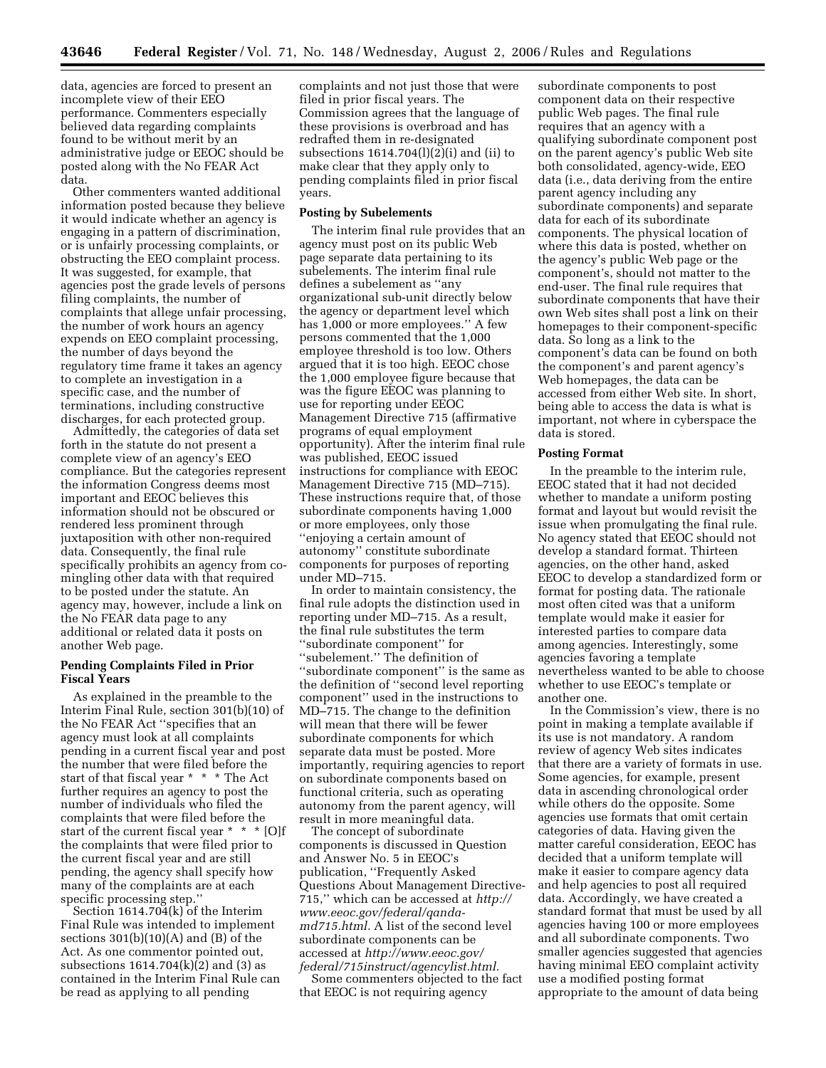data, agencies are forced to present an incomplete view of their EEO performance. Commenters especially believed data regarding complaints found to be without merit by an administrative judge or EEOC should be posted along with the No FEAR Act data.

Other commenters wanted additional information posted because they believe it would indicate whether an agency is engaging in a pattern of discrimination, or is unfairly processing complaints, or obstructing the EEO complaint process. It was suggested, for example, that agencies post the grade levels of persons filing complaints, the number of complaints that allege unfair processing, the number of work hours an agency expends on EEO complaint processing, the number of days beyond the regulatory time frame it takes an agency to complete an investigation in a specific case, and the number of terminations, including constructive discharges, for each protected group.

Admittedly, the categories of data set forth in the statute do not present a complete view of an agency's EEO compliance. But the categories represent the information Congress deems most important and EEOC believes this information should not be obscured or rendered less prominent through juxtaposition with other non-required data. Consequently, the final rule specifically prohibits an agency from co-mingling other data with that required to be posted under the statute. An agency may, however, include a link on the No FEAR data page to any additional or related data it posts on another Web page.

**Pending Complaints Filed in Prior Fiscal Years**

As explained in the preamble to the Interim Final Rule, section 301(b)(10) of the No FEAR Act ''specifies that an agency must look at all complaints pending in a current fiscal year and post the number that were filed before the start of that fiscal year * * * The Act further requires an agency to post the number of individuals who filed the complaints that were filed before the start of the current fiscal year * * * [O]f the complaints that were filed prior to the current fiscal year and are still pending, the agency shall specify how many of the complaints are at each specific processing step.''

Section 1614.704(k) of the Interim Final Rule was intended to implement sections 301(b)(10)(A) and (B) of the Act. As one commentor pointed out, subsections 1614.704(k)(2) and (3) as contained in the Interim Final Rule can be read as applying to all pending complaints and not just those that were filed in prior fiscal years. The Commission agrees that the language of these provisions is overbroad and has redrafted them in re-designated subsections 1614.704(l)(2)(i) and (ii) to make clear that they apply only to pending complaints filed in prior fiscal years.

**Posting by Subelements**

The interim final rule provides that an agency must post on its public Web page separate data pertaining to its subelements. The interim final rule defines a subelement as ''any organizational sub-unit directly below the agency or department level which has 1,000 or more employees.'' A few persons commented that the 1,000 employee threshold is too low. Others argued that it is too high. EEOC chose the 1,000 employee figure because that was the figure EEOC was planning to use for reporting under EEOC Management Directive 715 (affirmative programs of equal employment opportunity). After the interim final rule was published, EEOC issued instructions for compliance with EEOC Management Directive 715 (MD–715). These instructions require that, of those subordinate components having 1,000 or more employees, only those ''enjoying a certain amount of autonomy'' constitute subordinate components for purposes of reporting under MD–715.

In order to maintain consistency, the final rule adopts the distinction used in reporting under MD–715. As a result, the final rule substitutes the term ''subordinate component'' for ''subelement.'' The definition of ''subordinate component'' is the same as the definition of ''second level reporting component'' used in the instructions to MD–715. The change to the definition will mean that there will be fewer subordinate components for which separate data must be posted. More importantly, requiring agencies to report on subordinate components based on functional criteria, such as operating autonomy from the parent agency, will result in more meaningful data.

The concept of subordinate components is discussed in Question and Answer No. 5 in EEOC's publication, ''Frequently Asked Questions About Management Directive-715,'' which can be accessed at *http://www.eeoc.gov/federal/qanda-md715.html.* A list of the second level subordinate components can be accessed at *http://www.eeoc.gov/federal/715instruct/agencylist.html.*

Some commenters objected to the fact that EEOC is not requiring agency subordinate components to post component data on their respective public Web pages. The final rule requires that an agency with a qualifying subordinate component post on the parent agency's public Web site both consolidated, agency-wide, EEO data (i.e., data deriving from the entire parent agency including any subordinate components) and separate data for each of its subordinate components. The physical location of where this data is posted, whether on the agency's public Web page or the component's, should not matter to the end-user. The final rule requires that subordinate components that have their own Web sites shall post a link on their homepages to their component-specific data. So long as a link to the component's data can be found on both the component's and parent agency's Web homepages, the data can be accessed from either Web site. In short, being able to access the data is what is important, not where in cyberspace the data is stored.

**Posting Format**

In the preamble to the interim rule, EEOC stated that it had not decided whether to mandate a uniform posting format and layout but would revisit the issue when promulgating the final rule. No agency stated that EEOC should not develop a standard format. Thirteen agencies, on the other hand, asked EEOC to develop a standardized form or format for posting data. The rationale most often cited was that a uniform template would make it easier for interested parties to compare data among agencies. Interestingly, some agencies favoring a template nevertheless wanted to be able to choose whether to use EEOC's template or another one.

In the Commission's view, there is no point in making a template available if its use is not mandatory. A random review of agency Web sites indicates that there are a variety of formats in use. Some agencies, for example, present data in ascending chronological order while others do the opposite. Some agencies use formats that omit certain categories of data. Having given the matter careful consideration, EEOC has decided that a uniform template will make it easier to compare agency data and help agencies to post all required data. Accordingly, we have created a standard format that must be used by all agencies having 100 or more employees and all subordinate components. Two smaller agencies suggested that agencies having minimal EEO complaint activity use a modified posting format appropriate to the amount of data being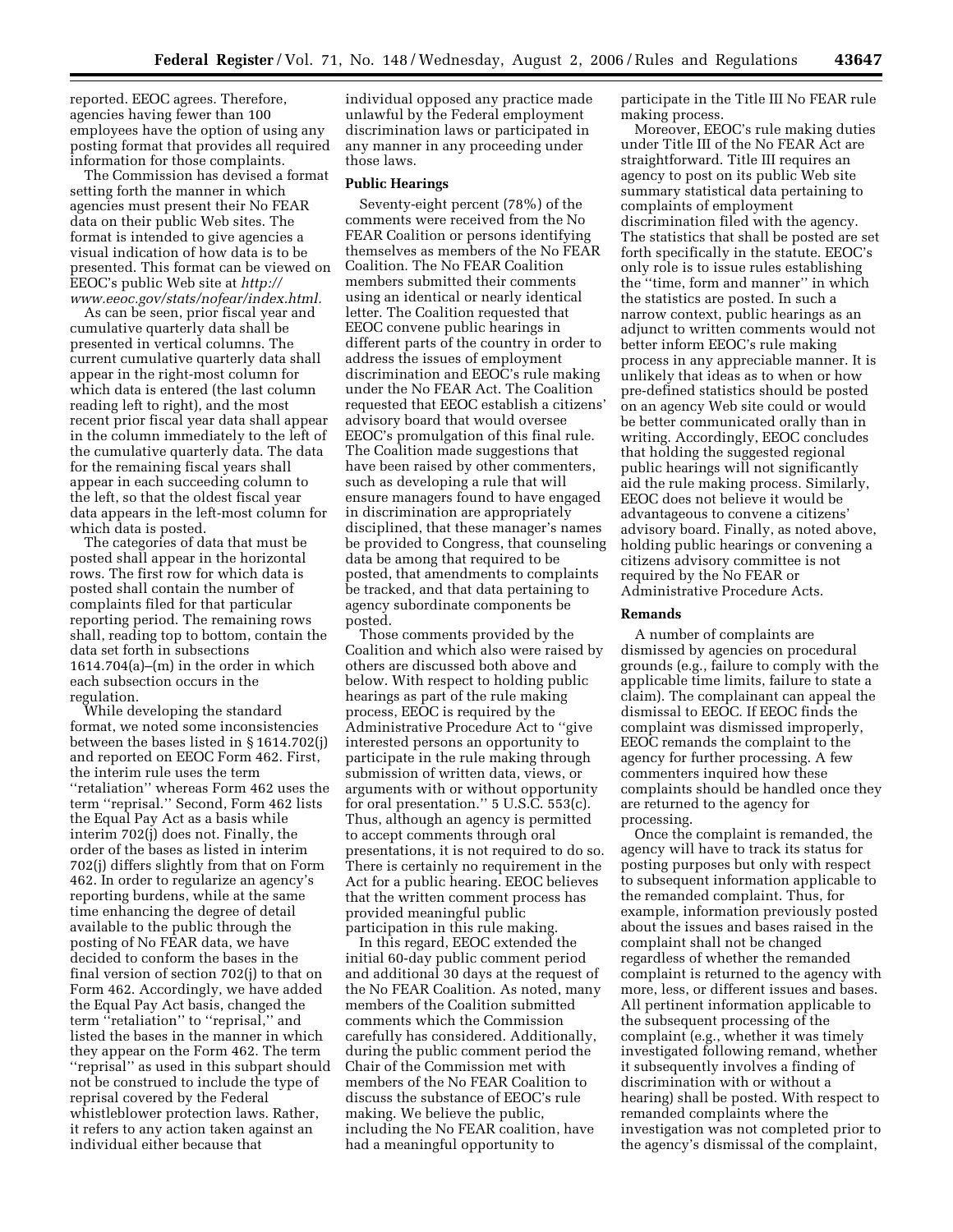reported. EEOC agrees. Therefore, agencies having fewer than 100 employees have the option of using any posting format that provides all required information for those complaints.

The Commission has devised a format setting forth the manner in which agencies must present their No FEAR data on their public Web sites. The format is intended to give agencies a visual indication of how data is to be presented. This format can be viewed on EEOC's public Web site at *http://www.eeoc.gov/stats/nofear/index.html.*

As can be seen, prior fiscal year and cumulative quarterly data shall be presented in vertical columns. The current cumulative quarterly data shall appear in the right-most column for which data is entered (the last column reading left to right), and the most recent prior fiscal year data shall appear in the column immediately to the left of the cumulative quarterly data. The data for the remaining fiscal years shall appear in each succeeding column to the left, so that the oldest fiscal year data appears in the left-most column for which data is posted.

The categories of data that must be posted shall appear in the horizontal rows. The first row for which data is posted shall contain the number of complaints filed for that particular reporting period. The remaining rows shall, reading top to bottom, contain the data set forth in subsections 1614.704(a)–(m) in the order in which each subsection occurs in the regulation.

While developing the standard format, we noted some inconsistencies between the bases listed in § 1614.702(j) and reported on EEOC Form 462. First, the interim rule uses the term ''retaliation'' whereas Form 462 uses the term ''reprisal.'' Second, Form 462 lists the Equal Pay Act as a basis while interim 702(j) does not. Finally, the order of the bases as listed in interim 702(j) differs slightly from that on Form 462. In order to regularize an agency's reporting burdens, while at the same time enhancing the degree of detail available to the public through the posting of No FEAR data, we have decided to conform the bases in the final version of section 702(j) to that on Form 462. Accordingly, we have added the Equal Pay Act basis, changed the term ''retaliation'' to ''reprisal,'' and listed the bases in the manner in which they appear on the Form 462. The term ''reprisal'' as used in this subpart should not be construed to include the type of reprisal covered by the Federal whistleblower protection laws. Rather, it refers to any action taken against an individual either because that individual opposed any practice made unlawful by the Federal employment discrimination laws or participated in any manner in any proceeding under those laws.

**Public Hearings**

Seventy-eight percent (78%) of the comments were received from the No FEAR Coalition or persons identifying themselves as members of the No FEAR Coalition. The No FEAR Coalition members submitted their comments using an identical or nearly identical letter. The Coalition requested that EEOC convene public hearings in different parts of the country in order to address the issues of employment discrimination and EEOC's rule making under the No FEAR Act. The Coalition requested that EEOC establish a citizens' advisory board that would oversee EEOC's promulgation of this final rule. The Coalition made suggestions that have been raised by other commenters, such as developing a rule that will ensure managers found to have engaged in discrimination are appropriately disciplined, that these manager's names be provided to Congress, that counseling data be among that required to be posted, that amendments to complaints be tracked, and that data pertaining to agency subordinate components be posted.

Those comments provided by the Coalition and which also were raised by others are discussed both above and below. With respect to holding public hearings as part of the rule making process, EEOC is required by the Administrative Procedure Act to ''give interested persons an opportunity to participate in the rule making through submission of written data, views, or arguments with or without opportunity for oral presentation.'' 5 U.S.C. 553(c). Thus, although an agency is permitted to accept comments through oral presentations, it is not required to do so. There is certainly no requirement in the Act for a public hearing. EEOC believes that the written comment process has provided meaningful public participation in this rule making.

In this regard, EEOC extended the initial 60-day public comment period and additional 30 days at the request of the No FEAR Coalition. As noted, many members of the Coalition submitted comments which the Commission carefully has considered. Additionally, during the public comment period the Chair of the Commission met with members of the No FEAR Coalition to discuss the substance of EEOC's rule making. We believe the public, including the No FEAR coalition, have had a meaningful opportunity to participate in the Title III No FEAR rule making process.

Moreover, EEOC's rule making duties under Title III of the No FEAR Act are straightforward. Title III requires an agency to post on its public Web site summary statistical data pertaining to complaints of employment discrimination filed with the agency. The statistics that shall be posted are set forth specifically in the statute. EEOC's only role is to issue rules establishing the ''time, form and manner'' in which the statistics are posted. In such a narrow context, public hearings as an adjunct to written comments would not better inform EEOC's rule making process in any appreciable manner. It is unlikely that ideas as to when or how pre-defined statistics should be posted on an agency Web site could or would be better communicated orally than in writing. Accordingly, EEOC concludes that holding the suggested regional public hearings will not significantly aid the rule making process. Similarly, EEOC does not believe it would be advantageous to convene a citizens' advisory board. Finally, as noted above, holding public hearings or convening a citizens advisory committee is not required by the No FEAR or Administrative Procedure Acts.

**Remands**

A number of complaints are dismissed by agencies on procedural grounds (e.g., failure to comply with the applicable time limits, failure to state a claim). The complainant can appeal the dismissal to EEOC. If EEOC finds the complaint was dismissed improperly, EEOC remands the complaint to the agency for further processing. A few commenters inquired how these complaints should be handled once they are returned to the agency for processing.

Once the complaint is remanded, the agency will have to track its status for posting purposes but only with respect to subsequent information applicable to the remanded complaint. Thus, for example, information previously posted about the issues and bases raised in the complaint shall not be changed regardless of whether the remanded complaint is returned to the agency with more, less, or different issues and bases. All pertinent information applicable to the subsequent processing of the complaint (e.g., whether it was timely investigated following remand, whether it subsequently involves a finding of discrimination with or without a hearing) shall be posted. With respect to remanded complaints where the investigation was not completed prior to the agency's dismissal of the complaint,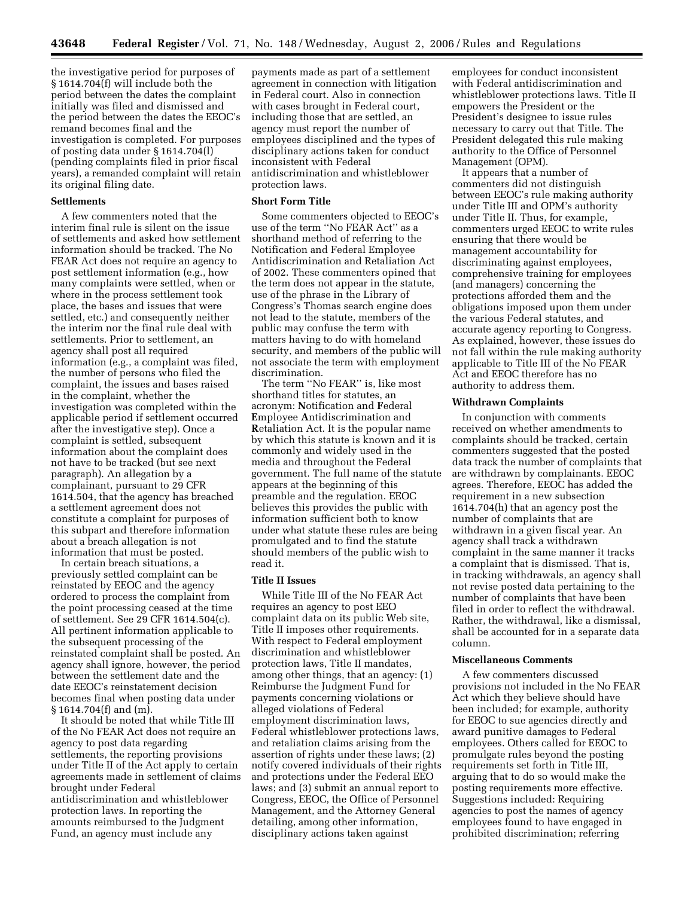the investigative period for purposes of § 1614.704(f) will include both the period between the dates the complaint initially was filed and dismissed and the period between the dates the EEOC's remand becomes final and the investigation is completed. For purposes of posting data under § 1614.704(l) (pending complaints filed in prior fiscal years), a remanded complaint will retain its original filing date.

**Settlements**

A few commenters noted that the interim final rule is silent on the issue of settlements and asked how settlement information should be tracked. The No FEAR Act does not require an agency to post settlement information (e.g., how many complaints were settled, when or where in the process settlement took place, the bases and issues that were settled, etc.) and consequently neither the interim nor the final rule deal with settlements. Prior to settlement, an agency shall post all required information (e.g., a complaint was filed, the number of persons who filed the complaint, the issues and bases raised in the complaint, whether the investigation was completed within the applicable period if settlement occurred after the investigative step). Once a complaint is settled, subsequent information about the complaint does not have to be tracked (but see next paragraph). An allegation by a complainant, pursuant to 29 CFR 1614.504, that the agency has breached a settlement agreement does not constitute a complaint for purposes of this subpart and therefore information about a breach allegation is not information that must be posted.

In certain breach situations, a previously settled complaint can be reinstated by EEOC and the agency ordered to process the complaint from the point processing ceased at the time of settlement. See 29 CFR 1614.504(c). All pertinent information applicable to the subsequent processing of the reinstated complaint shall be posted. An agency shall ignore, however, the period between the settlement date and the date EEOC's reinstatement decision becomes final when posting data under § 1614.704(f) and (m).

It should be noted that while Title III of the No FEAR Act does not require an agency to post data regarding settlements, the reporting provisions under Title II of the Act apply to certain agreements made in settlement of claims brought under Federal antidiscrimination and whistleblower protection laws. In reporting the amounts reimbursed to the Judgment Fund, an agency must include any payments made as part of a settlement agreement in connection with litigation in Federal court. Also in connection with cases brought in Federal court, including those that are settled, an agency must report the number of employees disciplined and the types of disciplinary actions taken for conduct inconsistent with Federal antidiscrimination and whistleblower protection laws.

**Short Form Title**

Some commenters objected to EEOC's use of the term ''No FEAR Act'' as a shorthand method of referring to the Notification and Federal Employee Antidiscrimination and Retaliation Act of 2002. These commenters opined that the term does not appear in the statute, use of the phrase in the Library of Congress's Thomas search engine does not lead to the statute, members of the public may confuse the term with matters having to do with homeland security, and members of the public will not associate the term with employment discrimination.

The term ''No FEAR'' is, like most shorthand titles for statutes, an acronym: **N**otification and **F**ederal **E**mployee **A**ntidiscrimination and **R**etaliation Act. It is the popular name by which this statute is known and it is commonly and widely used in the media and throughout the Federal government. The full name of the statute appears at the beginning of this preamble and the regulation. EEOC believes this provides the public with information sufficient both to know under what statute these rules are being promulgated and to find the statute should members of the public wish to read it.

**Title II Issues**

While Title III of the No FEAR Act requires an agency to post EEO complaint data on its public Web site, Title II imposes other requirements. With respect to Federal employment discrimination and whistleblower protection laws, Title II mandates, among other things, that an agency: (1) Reimburse the Judgment Fund for payments concerning violations or alleged violations of Federal employment discrimination laws, Federal whistleblower protections laws, and retaliation claims arising from the assertion of rights under these laws; (2) notify covered individuals of their rights and protections under the Federal EEO laws; and (3) submit an annual report to Congress, EEOC, the Office of Personnel Management, and the Attorney General detailing, among other information, disciplinary actions taken against employees for conduct inconsistent with Federal antidiscrimination and whistleblower protections laws. Title II empowers the President or the President's designee to issue rules necessary to carry out that Title. The President delegated this rule making authority to the Office of Personnel Management (OPM).

It appears that a number of commenters did not distinguish between EEOC's rule making authority under Title III and OPM's authority under Title II. Thus, for example, commenters urged EEOC to write rules ensuring that there would be management accountability for discriminating against employees, comprehensive training for employees (and managers) concerning the protections afforded them and the obligations imposed upon them under the various Federal statutes, and accurate agency reporting to Congress. As explained, however, these issues do not fall within the rule making authority applicable to Title III of the No FEAR Act and EEOC therefore has no authority to address them.

**Withdrawn Complaints**

In conjunction with comments received on whether amendments to complaints should be tracked, certain commenters suggested that the posted data track the number of complaints that are withdrawn by complainants. EEOC agrees. Therefore, EEOC has added the requirement in a new subsection 1614.704(h) that an agency post the number of complaints that are withdrawn in a given fiscal year. An agency shall track a withdrawn complaint in the same manner it tracks a complaint that is dismissed. That is, in tracking withdrawals, an agency shall not revise posted data pertaining to the number of complaints that have been filed in order to reflect the withdrawal. Rather, the withdrawal, like a dismissal, shall be accounted for in a separate data column.

**Miscellaneous Comments**

A few commenters discussed provisions not included in the No FEAR Act which they believe should have been included; for example, authority for EEOC to sue agencies directly and award punitive damages to Federal employees. Others called for EEOC to promulgate rules beyond the posting requirements set forth in Title III, arguing that to do so would make the posting requirements more effective. Suggestions included: Requiring agencies to post the names of agency employees found to have engaged in prohibited discrimination; referring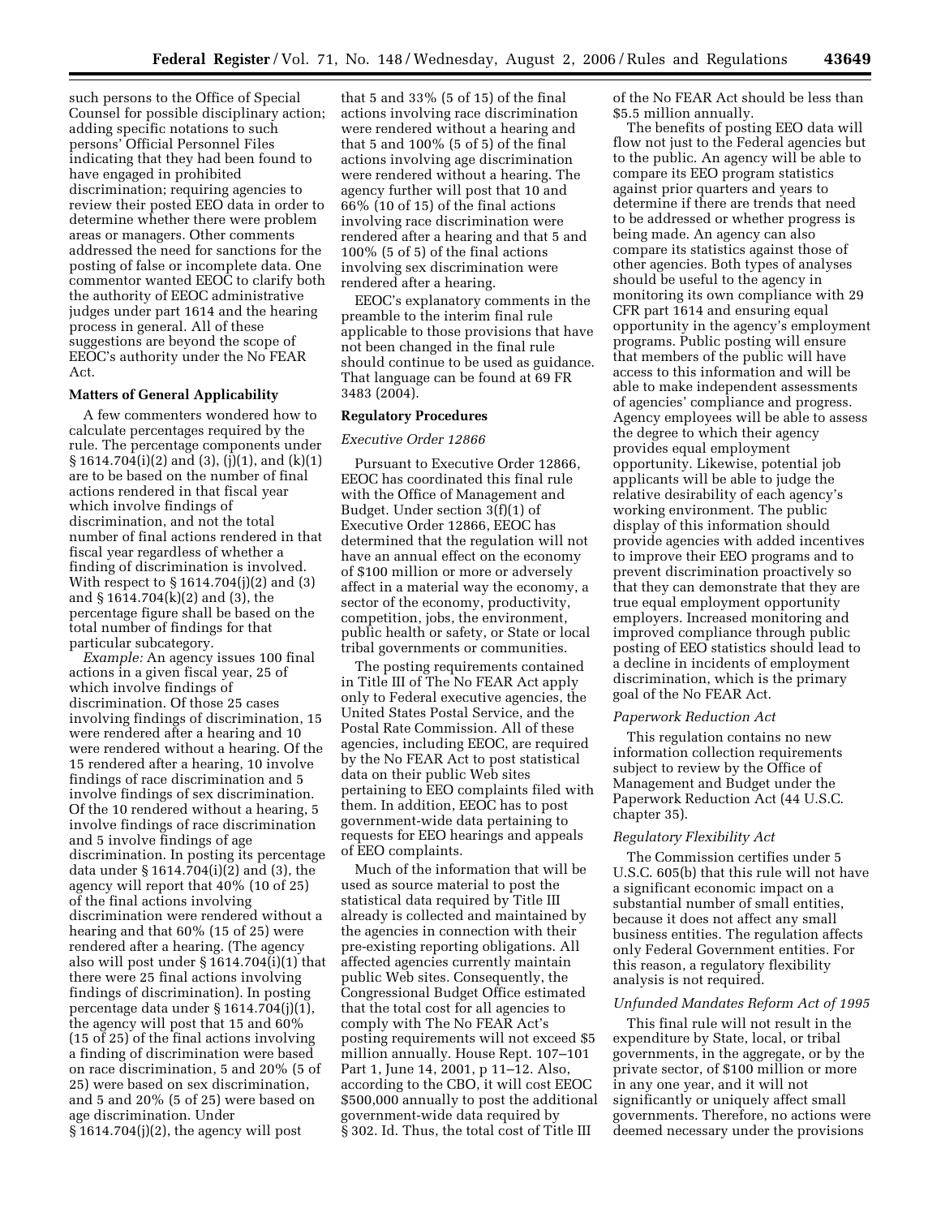such persons to the Office of Special Counsel for possible disciplinary action; adding specific notations to such persons' Official Personnel Files indicating that they had been found to have engaged in prohibited discrimination; requiring agencies to review their posted EEO data in order to determine whether there were problem areas or managers. Other comments addressed the need for sanctions for the posting of false or incomplete data. One commentor wanted EEOC to clarify both the authority of EEOC administrative judges under part 1614 and the hearing process in general. All of these suggestions are beyond the scope of EEOC's authority under the No FEAR Act.

**Matters of General Applicability**

A few commenters wondered how to calculate percentages required by the rule. The percentage components under § 1614.704(i)(2) and (3), (j)(1), and (k)(1) are to be based on the number of final actions rendered in that fiscal year which involve findings of discrimination, and not the total number of final actions rendered in that fiscal year regardless of whether a finding of discrimination is involved. With respect to § 1614.704(j)(2) and (3) and § 1614.704(k)(2) and (3), the percentage figure shall be based on the total number of findings for that particular subcategory.

*Example:* An agency issues 100 final actions in a given fiscal year, 25 of which involve findings of discrimination. Of those 25 cases involving findings of discrimination, 15 were rendered after a hearing and 10 were rendered without a hearing. Of the 15 rendered after a hearing, 10 involve findings of race discrimination and 5 involve findings of sex discrimination. Of the 10 rendered without a hearing, 5 involve findings of race discrimination and 5 involve findings of age discrimination. In posting its percentage data under § 1614.704(i)(2) and (3), the agency will report that 40% (10 of 25) of the final actions involving discrimination were rendered without a hearing and that 60% (15 of 25) were rendered after a hearing. (The agency also will post under § 1614.704(i)(1) that there were 25 final actions involving findings of discrimination). In posting percentage data under § 1614.704(j)(1), the agency will post that 15 and 60% (15 of 25) of the final actions involving a finding of discrimination were based on race discrimination, 5 and 20% (5 of 25) were based on sex discrimination, and 5 and 20% (5 of 25) were based on age discrimination. Under § 1614.704(j)(2), the agency will post that 5 and 33% (5 of 15) of the final actions involving race discrimination were rendered without a hearing and that 5 and 100% (5 of 5) of the final actions involving age discrimination were rendered without a hearing. The agency further will post that 10 and 66% (10 of 15) of the final actions involving race discrimination were rendered after a hearing and that 5 and 100% (5 of 5) of the final actions involving sex discrimination were rendered after a hearing.

EEOC's explanatory comments in the preamble to the interim final rule applicable to those provisions that have not been changed in the final rule should continue to be used as guidance. That language can be found at 69 FR 3483 (2004).

**Regulatory Procedures**

*Executive Order 12866*

Pursuant to Executive Order 12866, EEOC has coordinated this final rule with the Office of Management and Budget. Under section 3(f)(1) of Executive Order 12866, EEOC has determined that the regulation will not have an annual effect on the economy of $100 million or more or adversely affect in a material way the economy, a sector of the economy, productivity, competition, jobs, the environment, public health or safety, or State or local tribal governments or communities.

The posting requirements contained in Title III of The No FEAR Act apply only to Federal executive agencies, the United States Postal Service, and the Postal Rate Commission. All of these agencies, including EEOC, are required by the No FEAR Act to post statistical data on their public Web sites pertaining to EEO complaints filed with them. In addition, EEOC has to post government-wide data pertaining to requests for EEO hearings and appeals of EEO complaints.

Much of the information that will be used as source material to post the statistical data required by Title III already is collected and maintained by the agencies in connection with their pre-existing reporting obligations. All affected agencies currently maintain public Web sites. Consequently, the Congressional Budget Office estimated that the total cost for all agencies to comply with The No FEAR Act's posting requirements will not exceed $5 million annually. House Rept. 107–101 Part 1, June 14, 2001, p 11–12. Also, according to the CBO, it will cost EEOC $500,000 annually to post the additional government-wide data required by § 302. Id. Thus, the total cost of Title III of the No FEAR Act should be less than $5.5 million annually.

The benefits of posting EEO data will flow not just to the Federal agencies but to the public. An agency will be able to compare its EEO program statistics against prior quarters and years to determine if there are trends that need to be addressed or whether progress is being made. An agency can also compare its statistics against those of other agencies. Both types of analyses should be useful to the agency in monitoring its own compliance with 29 CFR part 1614 and ensuring equal opportunity in the agency's employment programs. Public posting will ensure that members of the public will have access to this information and will be able to make independent assessments of agencies' compliance and progress. Agency employees will be able to assess the degree to which their agency provides equal employment opportunity. Likewise, potential job applicants will be able to judge the relative desirability of each agency's working environment. The public display of this information should provide agencies with added incentives to improve their EEO programs and to prevent discrimination proactively so that they can demonstrate that they are true equal employment opportunity employers. Increased monitoring and improved compliance through public posting of EEO statistics should lead to a decline in incidents of employment discrimination, which is the primary goal of the No FEAR Act.

*Paperwork Reduction Act*

This regulation contains no new information collection requirements subject to review by the Office of Management and Budget under the Paperwork Reduction Act (44 U.S.C. chapter 35).

*Regulatory Flexibility Act*

The Commission certifies under 5 U.S.C. 605(b) that this rule will not have a significant economic impact on a substantial number of small entities, because it does not affect any small business entities. The regulation affects only Federal Government entities. For this reason, a regulatory flexibility analysis is not required.

*Unfunded Mandates Reform Act of 1995*

This final rule will not result in the expenditure by State, local, or tribal governments, in the aggregate, or by the private sector, of $100 million or more in any one year, and it will not significantly or uniquely affect small governments. Therefore, no actions were deemed necessary under the provisions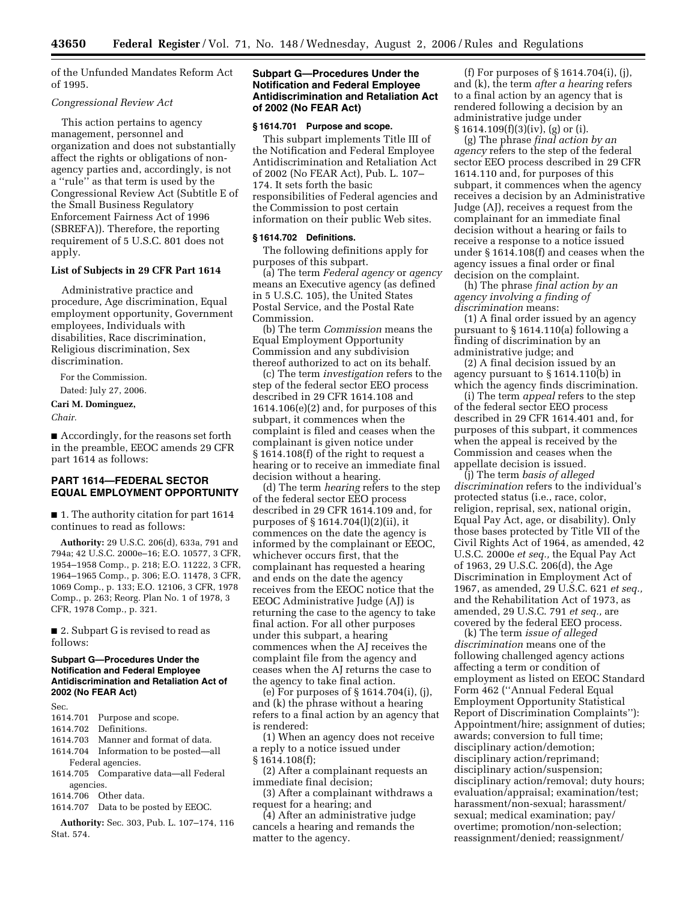of the Unfunded Mandates Reform Act of 1995.

*Congressional Review Act*

This action pertains to agency management, personnel and organization and does not substantially affect the rights or obligations of non-agency parties and, accordingly, is not a ''rule'' as that term is used by the Congressional Review Act (Subtitle E of the Small Business Regulatory Enforcement Fairness Act of 1996 (SBREFA)). Therefore, the reporting requirement of 5 U.S.C. 801 does not apply.

**List of Subjects in 29 CFR Part 1614**

Administrative practice and procedure, Age discrimination, Equal employment opportunity, Government employees, Individuals with disabilities, Race discrimination, Religious discrimination, Sex discrimination.

For the Commission.

Dated: July 27, 2006.

**Cari M. Dominguez,**

*Chair.*

■ Accordingly, for the reasons set forth in the preamble, EEOC amends 29 CFR part 1614 as follows:

## PART 1614—FEDERAL SECTOR EQUAL EMPLOYMENT OPPORTUNITY

■ 1. The authority citation for part 1614 continues to read as follows:

**Authority:** 29 U.S.C. 206(d), 633a, 791 and 794a; 42 U.S.C. 2000e–16; E.O. 10577, 3 CFR, 1954–1958 Comp., p. 218; E.O. 11222, 3 CFR, 1964–1965 Comp., p. 306; E.O. 11478, 3 CFR, 1069 Comp., p. 133; E.O. 12106, 3 CFR, 1978 Comp., p. 263; Reorg. Plan No. 1 of 1978, 3 CFR, 1978 Comp., p. 321.

■ 2. Subpart G is revised to read as follows:

### Subpart G—Procedures Under the Notification and Federal Employee Antidiscrimination and Retaliation Act of 2002 (No FEAR Act)

Sec.
1614.701 Purpose and scope.
1614.702 Definitions.
1614.703 Manner and format of data.
1614.704 Information to be posted—all Federal agencies.
1614.705 Comparative data—all Federal agencies.
1614.706 Other data.
1614.707 Data to be posted by EEOC.

**Authority:** Sec. 303, Pub. L. 107–174, 116 Stat. 574.

### Subpart G—Procedures Under the Notification and Federal Employee Antidiscrimination and Retaliation Act of 2002 (No FEAR Act)

#### § 1614.701 Purpose and scope.

This subpart implements Title III of the Notification and Federal Employee Antidiscrimination and Retaliation Act of 2002 (No FEAR Act), Pub. L. 107–174. It sets forth the basic responsibilities of Federal agencies and the Commission to post certain information on their public Web sites.

#### § 1614.702 Definitions.

The following definitions apply for purposes of this subpart.

(a) The term *Federal agency* or *agency* means an Executive agency (as defined in 5 U.S.C. 105), the United States Postal Service, and the Postal Rate Commission.

(b) The term *Commission* means the Equal Employment Opportunity Commission and any subdivision thereof authorized to act on its behalf.

(c) The term *investigation* refers to the step of the federal sector EEO process described in 29 CFR 1614.108 and 1614.106(e)(2) and, for purposes of this subpart, it commences when the complaint is filed and ceases when the complainant is given notice under § 1614.108(f) of the right to request a hearing or to receive an immediate final decision without a hearing.

(d) The term *hearing* refers to the step of the federal sector EEO process described in 29 CFR 1614.109 and, for purposes of § 1614.704(l)(2)(ii), it commences on the date the agency is informed by the complainant or EEOC, whichever occurs first, that the complainant has requested a hearing and ends on the date the agency receives from the EEOC notice that the EEOC Administrative Judge (AJ) is returning the case to the agency to take final action. For all other purposes under this subpart, a hearing commences when the AJ receives the complaint file from the agency and ceases when the AJ returns the case to the agency to take final action.

(e) For purposes of § 1614.704(i), (j), and (k) the phrase without a hearing refers to a final action by an agency that is rendered:

(1) When an agency does not receive a reply to a notice issued under § 1614.108(f);

(2) After a complainant requests an immediate final decision;

(3) After a complainant withdraws a request for a hearing; and

(4) After an administrative judge cancels a hearing and remands the matter to the agency.

(f) For purposes of § 1614.704(i), (j), and (k), the term *after a hearing* refers to a final action by an agency that is rendered following a decision by an administrative judge under § 1614.109(f)(3)(iv), (g) or (i).

(g) The phrase *final action by an agency* refers to the step of the federal sector EEO process described in 29 CFR 1614.110 and, for purposes of this subpart, it commences when the agency receives a decision by an Administrative Judge (AJ), receives a request from the complainant for an immediate final decision without a hearing or fails to receive a response to a notice issued under § 1614.108(f) and ceases when the agency issues a final order or final decision on the complaint.

(h) The phrase *final action by an agency involving a finding of discrimination* means:

(1) A final order issued by an agency pursuant to § 1614.110(a) following a finding of discrimination by an administrative judge; and

(2) A final decision issued by an agency pursuant to § 1614.110(b) in which the agency finds discrimination.

(i) The term *appeal* refers to the step of the federal sector EEO process described in 29 CFR 1614.401 and, for purposes of this subpart, it commences when the appeal is received by the Commission and ceases when the appellate decision is issued.

(j) The term *basis of alleged discrimination* refers to the individual's protected status (i.e., race, color, religion, reprisal, sex, national origin, Equal Pay Act, age, or disability). Only those bases protected by Title VII of the Civil Rights Act of 1964, as amended, 42 U.S.C. 2000e *et seq.,* the Equal Pay Act of 1963, 29 U.S.C. 206(d), the Age Discrimination in Employment Act of 1967, as amended, 29 U.S.C. 621 *et seq.,* and the Rehabilitation Act of 1973, as amended, 29 U.S.C. 791 *et seq.,* are covered by the federal EEO process.

(k) The term *issue of alleged discrimination* means one of the following challenged agency actions affecting a term or condition of employment as listed on EEOC Standard Form 462 (''Annual Federal Equal Employment Opportunity Statistical Report of Discrimination Complaints''): Appointment/hire; assignment of duties; awards; conversion to full time; disciplinary action/demotion; disciplinary action/reprimand; disciplinary action/suspension; disciplinary action/removal; duty hours; evaluation/appraisal; examination/test; harassment/non-sexual; harassment/sexual; medical examination; pay/overtime; promotion/non-selection; reassignment/denied; reassignment/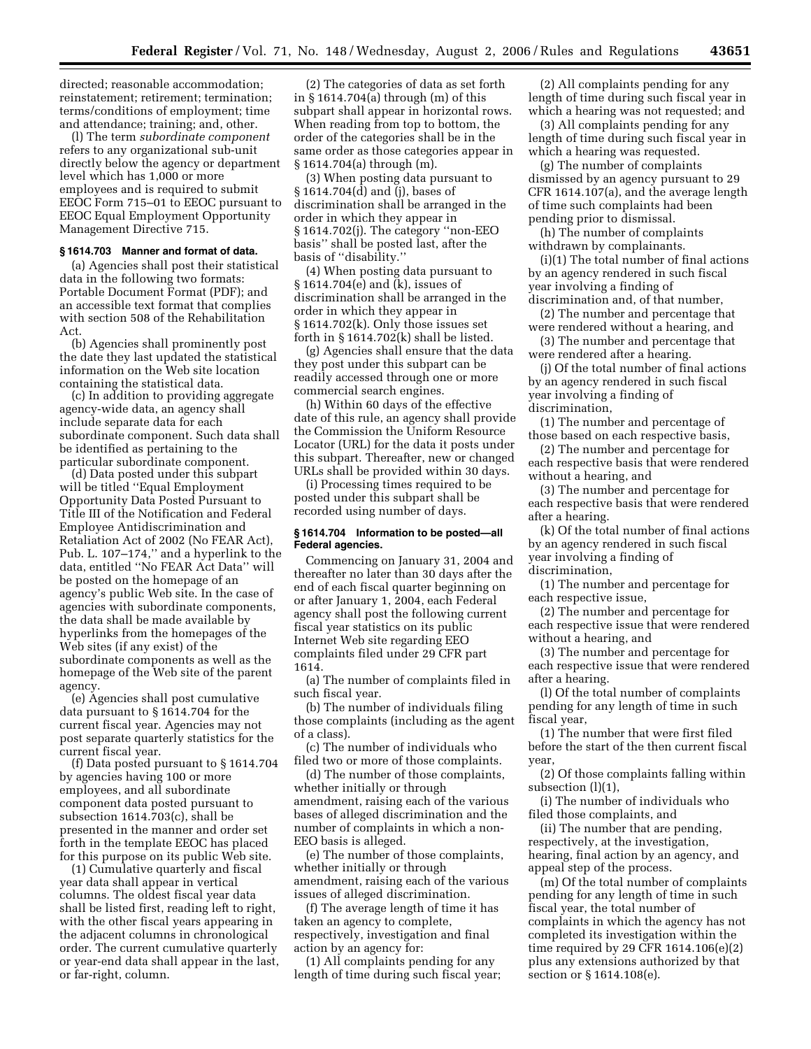directed; reasonable accommodation; reinstatement; retirement; termination; terms/conditions of employment; time and attendance; training; and, other.

(l) The term *subordinate component* refers to any organizational sub-unit directly below the agency or department level which has 1,000 or more employees and is required to submit EEOC Form 715–01 to EEOC pursuant to EEOC Equal Employment Opportunity Management Directive 715.

### § 1614.703 Manner and format of data.

(a) Agencies shall post their statistical data in the following two formats: Portable Document Format (PDF); and an accessible text format that complies with section 508 of the Rehabilitation Act.

(b) Agencies shall prominently post the date they last updated the statistical information on the Web site location containing the statistical data.

(c) In addition to providing aggregate agency-wide data, an agency shall include separate data for each subordinate component. Such data shall be identified as pertaining to the particular subordinate component.

(d) Data posted under this subpart will be titled ''Equal Employment Opportunity Data Posted Pursuant to Title III of the Notification and Federal Employee Antidiscrimination and Retaliation Act of 2002 (No FEAR Act), Pub. L. 107–174,'' and a hyperlink to the data, entitled ''No FEAR Act Data'' will be posted on the homepage of an agency's public Web site. In the case of agencies with subordinate components, the data shall be made available by hyperlinks from the homepages of the Web sites (if any exist) of the subordinate components as well as the homepage of the Web site of the parent agency.

(e) Agencies shall post cumulative data pursuant to § 1614.704 for the current fiscal year. Agencies may not post separate quarterly statistics for the current fiscal year.

(f) Data posted pursuant to § 1614.704 by agencies having 100 or more employees, and all subordinate component data posted pursuant to subsection 1614.703(c), shall be presented in the manner and order set forth in the template EEOC has placed for this purpose on its public Web site.

(1) Cumulative quarterly and fiscal year data shall appear in vertical columns. The oldest fiscal year data shall be listed first, reading left to right, with the other fiscal years appearing in the adjacent columns in chronological order. The current cumulative quarterly or year-end data shall appear in the last, or far-right, column.

(2) The categories of data as set forth in § 1614.704(a) through (m) of this subpart shall appear in horizontal rows. When reading from top to bottom, the order of the categories shall be in the same order as those categories appear in § 1614.704(a) through (m).

(3) When posting data pursuant to § 1614.704(d) and (j), bases of discrimination shall be arranged in the order in which they appear in § 1614.702(j). The category ''non-EEO basis'' shall be posted last, after the basis of ''disability.''

(4) When posting data pursuant to § 1614.704(e) and (k), issues of discrimination shall be arranged in the order in which they appear in § 1614.702(k). Only those issues set forth in § 1614.702(k) shall be listed.

(g) Agencies shall ensure that the data they post under this subpart can be readily accessed through one or more commercial search engines.

(h) Within 60 days of the effective date of this rule, an agency shall provide the Commission the Uniform Resource Locator (URL) for the data it posts under this subpart. Thereafter, new or changed URLs shall be provided within 30 days.

(i) Processing times required to be posted under this subpart shall be recorded using number of days.

### § 1614.704 Information to be posted—all Federal agencies.

Commencing on January 31, 2004 and thereafter no later than 30 days after the end of each fiscal quarter beginning on or after January 1, 2004, each Federal agency shall post the following current fiscal year statistics on its public Internet Web site regarding EEO complaints filed under 29 CFR part 1614.

(a) The number of complaints filed in such fiscal year.

(b) The number of individuals filing those complaints (including as the agent of a class).

(c) The number of individuals who filed two or more of those complaints.

(d) The number of those complaints, whether initially or through amendment, raising each of the various bases of alleged discrimination and the number of complaints in which a non-EEO basis is alleged.

(e) The number of those complaints, whether initially or through amendment, raising each of the various issues of alleged discrimination.

(f) The average length of time it has taken an agency to complete, respectively, investigation and final action by an agency for:

(1) All complaints pending for any length of time during such fiscal year;

(2) All complaints pending for any length of time during such fiscal year in which a hearing was not requested; and

(3) All complaints pending for any length of time during such fiscal year in which a hearing was requested.

(g) The number of complaints dismissed by an agency pursuant to 29 CFR 1614.107(a), and the average length of time such complaints had been pending prior to dismissal.

(h) The number of complaints withdrawn by complainants.

(i)(1) The total number of final actions by an agency rendered in such fiscal year involving a finding of discrimination and, of that number,

(2) The number and percentage that were rendered without a hearing, and

(3) The number and percentage that were rendered after a hearing.

(j) Of the total number of final actions by an agency rendered in such fiscal year involving a finding of discrimination,

(1) The number and percentage of those based on each respective basis,

(2) The number and percentage for each respective basis that were rendered without a hearing, and

(3) The number and percentage for each respective basis that were rendered after a hearing.

(k) Of the total number of final actions by an agency rendered in such fiscal year involving a finding of discrimination,

(1) The number and percentage for each respective issue,

(2) The number and percentage for each respective issue that were rendered without a hearing, and

(3) The number and percentage for each respective issue that were rendered after a hearing.

(l) Of the total number of complaints pending for any length of time in such fiscal year,

(1) The number that were first filed before the start of the then current fiscal year,

(2) Of those complaints falling within subsection (l)(1),

(i) The number of individuals who filed those complaints, and

(ii) The number that are pending, respectively, at the investigation, hearing, final action by an agency, and appeal step of the process.

(m) Of the total number of complaints pending for any length of time in such fiscal year, the total number of complaints in which the agency has not completed its investigation within the time required by 29 CFR 1614.106(e)(2) plus any extensions authorized by that section or § 1614.108(e).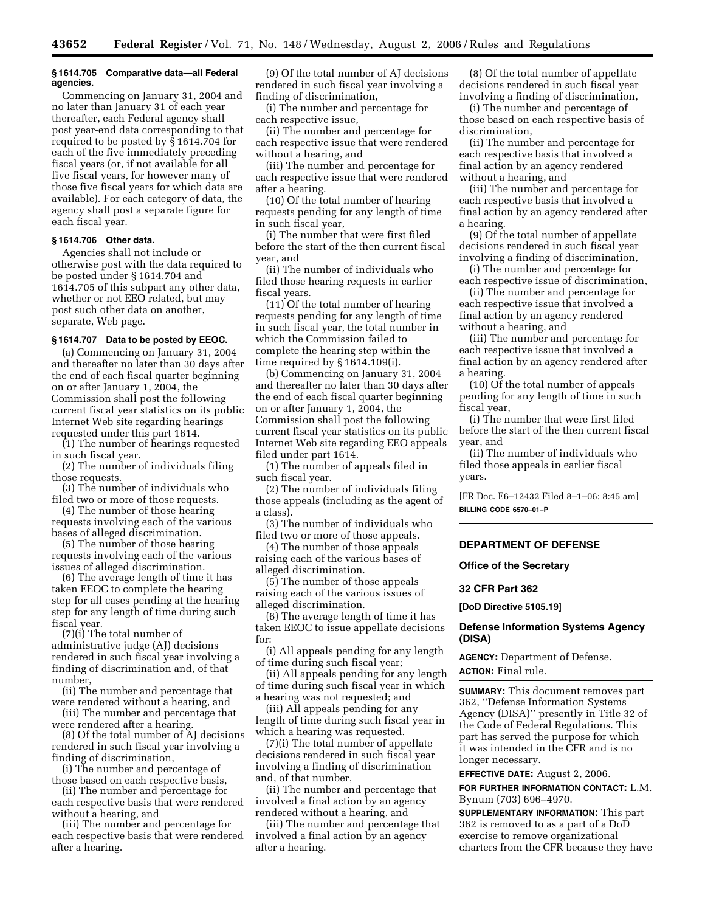### § 1614.705 Comparative data—all Federal agencies.

Commencing on January 31, 2004 and no later than January 31 of each year thereafter, each Federal agency shall post year-end data corresponding to that required to be posted by § 1614.704 for each of the five immediately preceding fiscal years (or, if not available for all five fiscal years, for however many of those five fiscal years for which data are available). For each category of data, the agency shall post a separate figure for each fiscal year.

### § 1614.706 Other data.

Agencies shall not include or otherwise post with the data required to be posted under § 1614.704 and 1614.705 of this subpart any other data, whether or not EEO related, but may post such other data on another, separate, Web page.

### § 1614.707 Data to be posted by EEOC.

(a) Commencing on January 31, 2004 and thereafter no later than 30 days after the end of each fiscal quarter beginning on or after January 1, 2004, the Commission shall post the following current fiscal year statistics on its public Internet Web site regarding hearings requested under this part 1614.

(1) The number of hearings requested in such fiscal year.

(2) The number of individuals filing those requests.

(3) The number of individuals who filed two or more of those requests.

(4) The number of those hearing requests involving each of the various bases of alleged discrimination.

(5) The number of those hearing requests involving each of the various issues of alleged discrimination.

(6) The average length of time it has taken EEOC to complete the hearing step for all cases pending at the hearing step for any length of time during such fiscal year.

(7)(i) The total number of administrative judge (AJ) decisions rendered in such fiscal year involving a finding of discrimination and, of that number,

(ii) The number and percentage that were rendered without a hearing, and

(iii) The number and percentage that were rendered after a hearing.

(8) Of the total number of AJ decisions rendered in such fiscal year involving a finding of discrimination,

(i) The number and percentage of those based on each respective basis,

(ii) The number and percentage for each respective basis that were rendered without a hearing, and

(iii) The number and percentage for each respective basis that were rendered after a hearing.

(9) Of the total number of AJ decisions rendered in such fiscal year involving a finding of discrimination,

(i) The number and percentage for each respective issue,

(ii) The number and percentage for each respective issue that were rendered without a hearing, and

(iii) The number and percentage for each respective issue that were rendered after a hearing.

(10) Of the total number of hearing requests pending for any length of time in such fiscal year,

(i) The number that were first filed before the start of the then current fiscal year, and

(ii) The number of individuals who filed those hearing requests in earlier fiscal years.

(11) Of the total number of hearing requests pending for any length of time in such fiscal year, the total number in which the Commission failed to complete the hearing step within the time required by § 1614.109(i).

(b) Commencing on January 31, 2004 and thereafter no later than 30 days after the end of each fiscal quarter beginning on or after January 1, 2004, the Commission shall post the following current fiscal year statistics on its public Internet Web site regarding EEO appeals filed under part 1614.

(1) The number of appeals filed in such fiscal year.

(2) The number of individuals filing those appeals (including as the agent of a class).

(3) The number of individuals who filed two or more of those appeals.

(4) The number of those appeals raising each of the various bases of alleged discrimination.

(5) The number of those appeals raising each of the various issues of alleged discrimination.

(6) The average length of time it has taken EEOC to issue appellate decisions for:

(i) All appeals pending for any length of time during such fiscal year;

(ii) All appeals pending for any length of time during such fiscal year in which a hearing was not requested; and

(iii) All appeals pending for any length of time during such fiscal year in which a hearing was requested.

(7)(i) The total number of appellate decisions rendered in such fiscal year involving a finding of discrimination and, of that number,

(ii) The number and percentage that involved a final action by an agency rendered without a hearing, and

(iii) The number and percentage that involved a final action by an agency after a hearing.

(8) Of the total number of appellate decisions rendered in such fiscal year involving a finding of discrimination,

(i) The number and percentage of those based on each respective basis of discrimination,

(ii) The number and percentage for each respective basis that involved a final action by an agency rendered without a hearing, and

(iii) The number and percentage for each respective basis that involved a final action by an agency rendered after a hearing.

(9) Of the total number of appellate decisions rendered in such fiscal year involving a finding of discrimination,

(i) The number and percentage for each respective issue of discrimination,

(ii) The number and percentage for each respective issue that involved a final action by an agency rendered without a hearing, and

(iii) The number and percentage for each respective issue that involved a final action by an agency rendered after a hearing.

(10) Of the total number of appeals pending for any length of time in such fiscal year,

(i) The number that were first filed before the start of the then current fiscal year, and

(ii) The number of individuals who filed those appeals in earlier fiscal years.

[FR Doc. E6–12432 Filed 8–1–06; 8:45 am]

**BILLING CODE 6570–01–P**

---

## DEPARTMENT OF DEFENSE

### Office of the Secretary

### 32 CFR Part 362

**[DoD Directive 5105.19]**

### Defense Information Systems Agency (DISA)

**AGENCY:** Department of Defense.

**ACTION:** Final rule.

**SUMMARY:** This document removes part 362, ''Defense Information Systems Agency (DISA)'' presently in Title 32 of the Code of Federal Regulations. This part has served the purpose for which it was intended in the CFR and is no longer necessary.

**EFFECTIVE DATE:** August 2, 2006.

**FOR FURTHER INFORMATION CONTACT:** L.M. Bynum (703) 696–4970.

**SUPPLEMENTARY INFORMATION:** This part 362 is removed to as a part of a DoD exercise to remove organizational charters from the CFR because they have